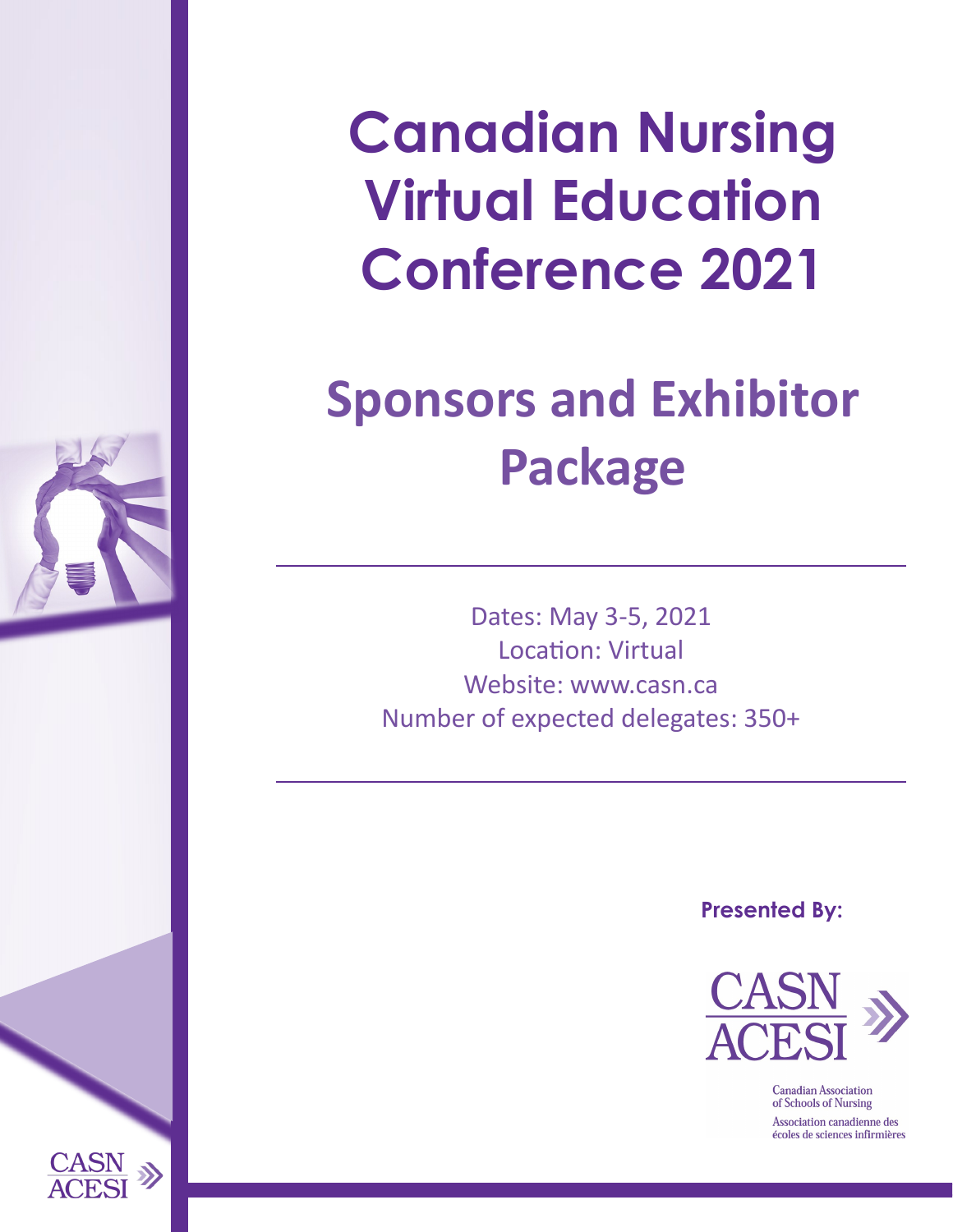# Canadian Nursing Virtual Education Conference 2021

## Sponsors and Exhibitor Package

Dates: May 3-5, 2021
Location: Virtual
Website: www.casn.ca
Number of expected delegates: 350+

**Presented By:**

CASN
ACESI

Canadian Association of Schools of Nursing

Association canadienne des écoles de sciences infirmières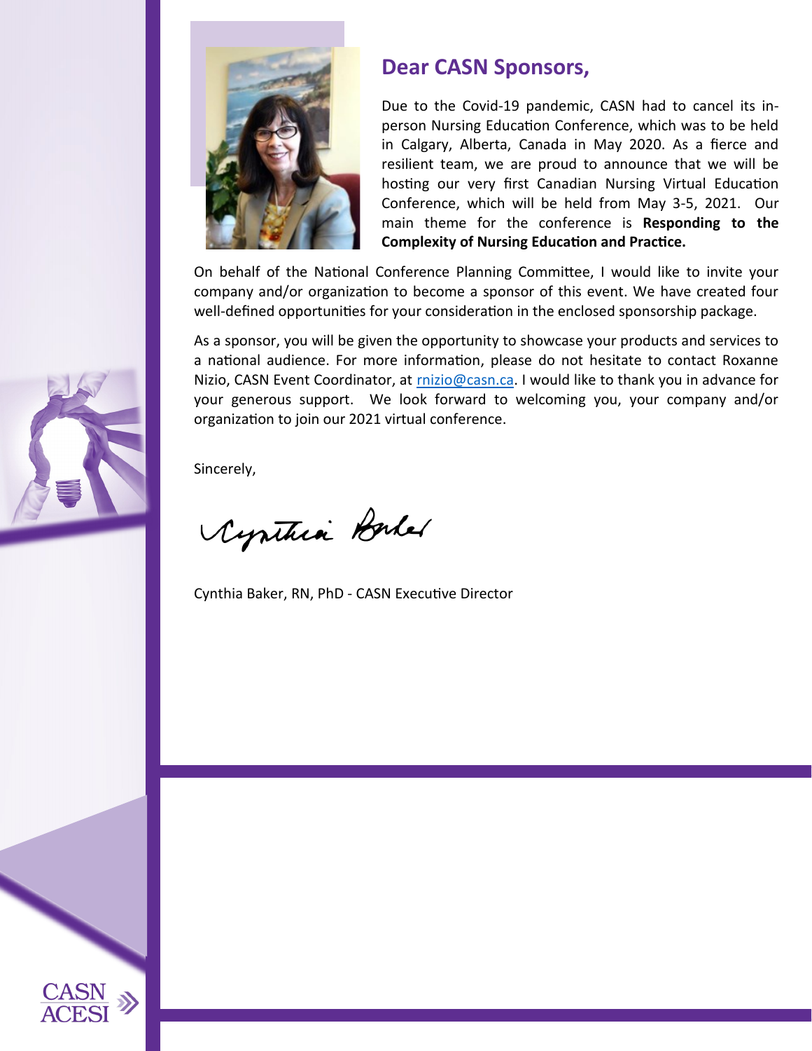## Dear CASN Sponsors,

Due to the Covid-19 pandemic, CASN had to cancel its in-person Nursing Education Conference, which was to be held in Calgary, Alberta, Canada in May 2020. As a fierce and resilient team, we are proud to announce that we will be hosting our very first Canadian Nursing Virtual Education Conference, which will be held from May 3-5, 2021. Our main theme for the conference is **Responding to the Complexity of Nursing Education and Practice.**

On behalf of the National Conference Planning Committee, I would like to invite your company and/or organization to become a sponsor of this event. We have created four well-defined opportunities for your consideration in the enclosed sponsorship package.

As a sponsor, you will be given the opportunity to showcase your products and services to a national audience. For more information, please do not hesitate to contact Roxanne Nizio, CASN Event Coordinator, at rnizio@casn.ca. I would like to thank you in advance for your generous support. We look forward to welcoming you, your company and/or organization to join our 2021 virtual conference.

Sincerely,

Cynthia Baker, RN, PhD - CASN Executive Director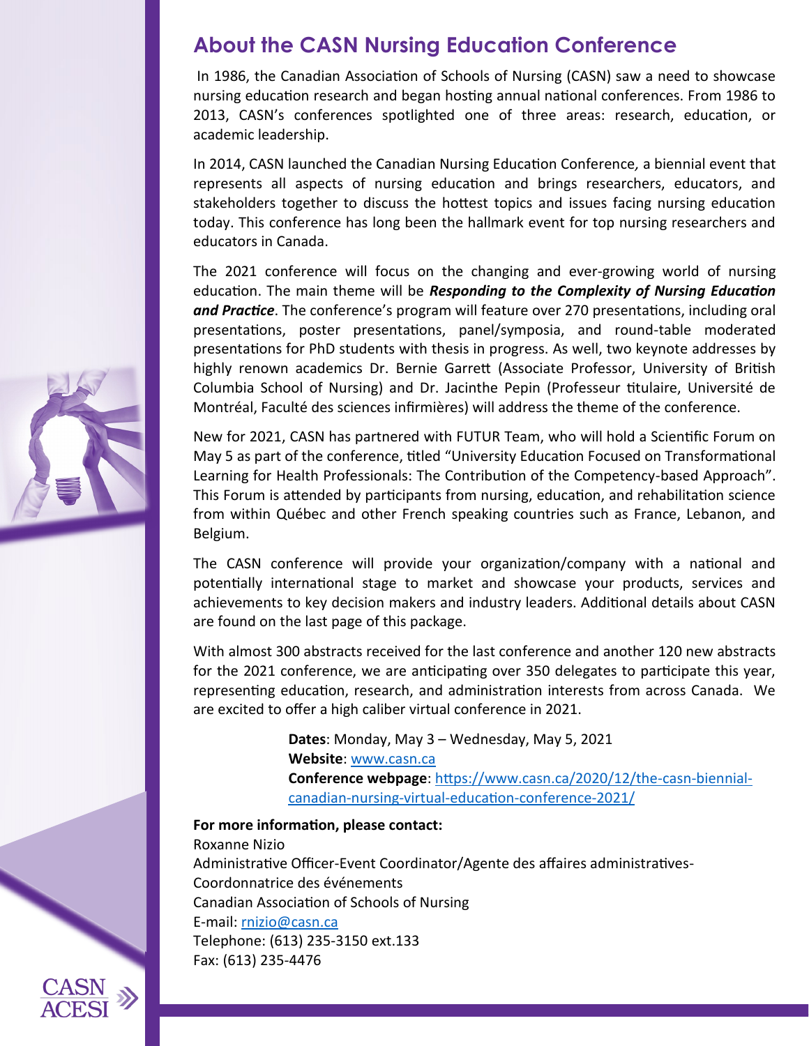## About the CASN Nursing Education Conference

In 1986, the Canadian Association of Schools of Nursing (CASN) saw a need to showcase nursing education research and began hosting annual national conferences. From 1986 to 2013, CASN's conferences spotlighted one of three areas: research, education, or academic leadership.

In 2014, CASN launched the Canadian Nursing Education Conference, a biennial event that represents all aspects of nursing education and brings researchers, educators, and stakeholders together to discuss the hottest topics and issues facing nursing education today. This conference has long been the hallmark event for top nursing researchers and educators in Canada.

The 2021 conference will focus on the changing and ever-growing world of nursing education. The main theme will be ***Responding to the Complexity of Nursing Education and Practice***. The conference's program will feature over 270 presentations, including oral presentations, poster presentations, panel/symposia, and round-table moderated presentations for PhD students with thesis in progress. As well, two keynote addresses by highly renown academics Dr. Bernie Garrett (Associate Professor, University of British Columbia School of Nursing) and Dr. Jacinthe Pepin (Professeur titulaire, Université de Montréal, Faculté des sciences infirmières) will address the theme of the conference.

New for 2021, CASN has partnered with FUTUR Team, who will hold a Scientific Forum on May 5 as part of the conference, titled "University Education Focused on Transformational Learning for Health Professionals: The Contribution of the Competency-based Approach". This Forum is attended by participants from nursing, education, and rehabilitation science from within Québec and other French speaking countries such as France, Lebanon, and Belgium.

The CASN conference will provide your organization/company with a national and potentially international stage to market and showcase your products, services and achievements to key decision makers and industry leaders. Additional details about CASN are found on the last page of this package.

With almost 300 abstracts received for the last conference and another 120 new abstracts for the 2021 conference, we are anticipating over 350 delegates to participate this year, representing education, research, and administration interests from across Canada. We are excited to offer a high caliber virtual conference in 2021.

**Dates**: Monday, May 3 – Wednesday, May 5, 2021
**Website**: www.casn.ca
**Conference webpage**: https://www.casn.ca/2020/12/the-casn-biennial-canadian-nursing-virtual-education-conference-2021/

**For more information, please contact:**
Roxanne Nizio
Administrative Officer-Event Coordinator/Agente des affaires administratives-Coordonnatrice des événements
Canadian Association of Schools of Nursing
E-mail: rnizio@casn.ca
Telephone: (613) 235-3150 ext.133
Fax: (613) 235-4476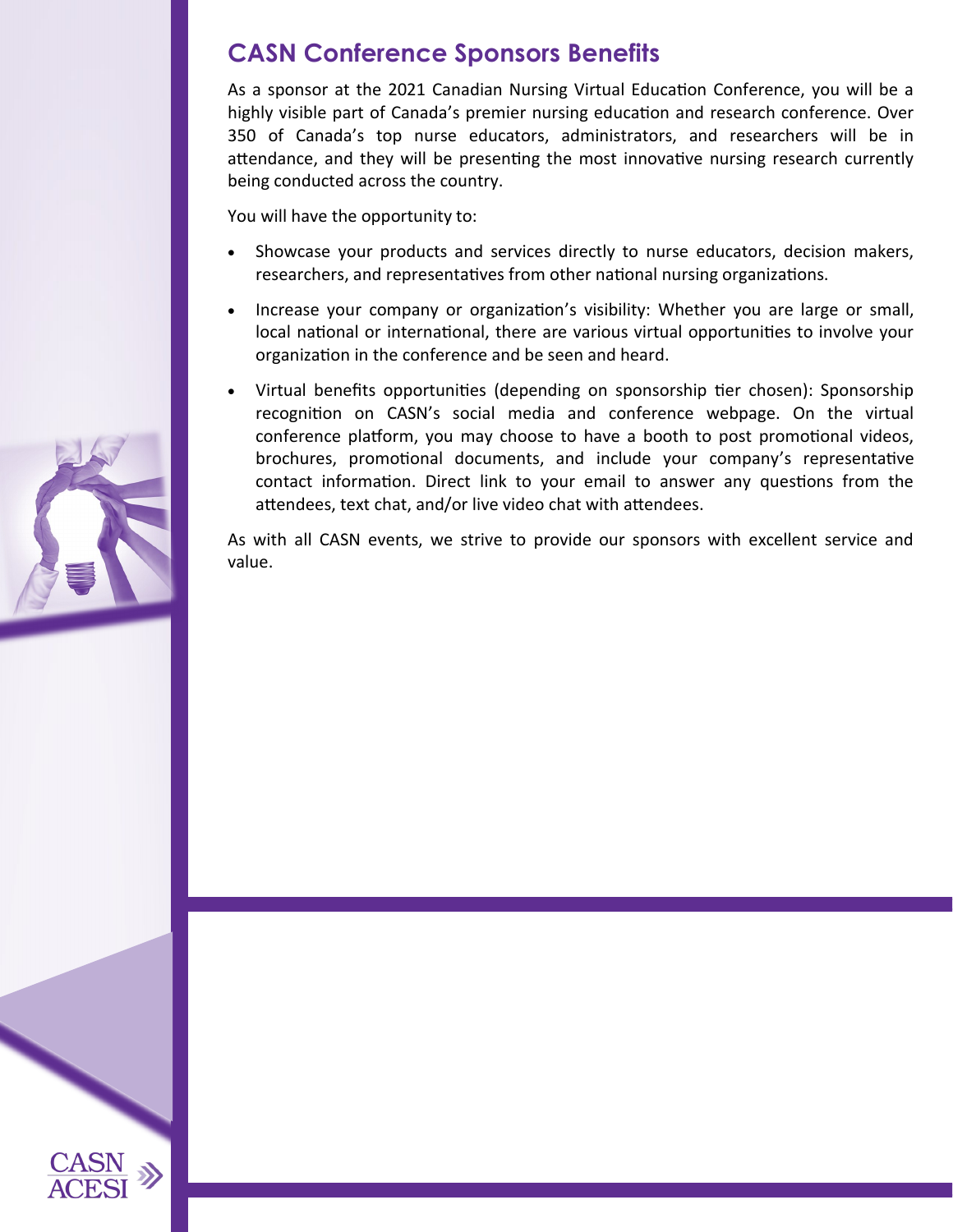## CASN Conference Sponsors Benefits

As a sponsor at the 2021 Canadian Nursing Virtual Education Conference, you will be a highly visible part of Canada's premier nursing education and research conference. Over 350 of Canada's top nurse educators, administrators, and researchers will be in attendance, and they will be presenting the most innovative nursing research currently being conducted across the country.

You will have the opportunity to:

- Showcase your products and services directly to nurse educators, decision makers, researchers, and representatives from other national nursing organizations.
- Increase your company or organization's visibility: Whether you are large or small, local national or international, there are various virtual opportunities to involve your organization in the conference and be seen and heard.
- Virtual benefits opportunities (depending on sponsorship tier chosen): Sponsorship recognition on CASN's social media and conference webpage. On the virtual conference platform, you may choose to have a booth to post promotional videos, brochures, promotional documents, and include your company's representative contact information. Direct link to your email to answer any questions from the attendees, text chat, and/or live video chat with attendees.

As with all CASN events, we strive to provide our sponsors with excellent service and value.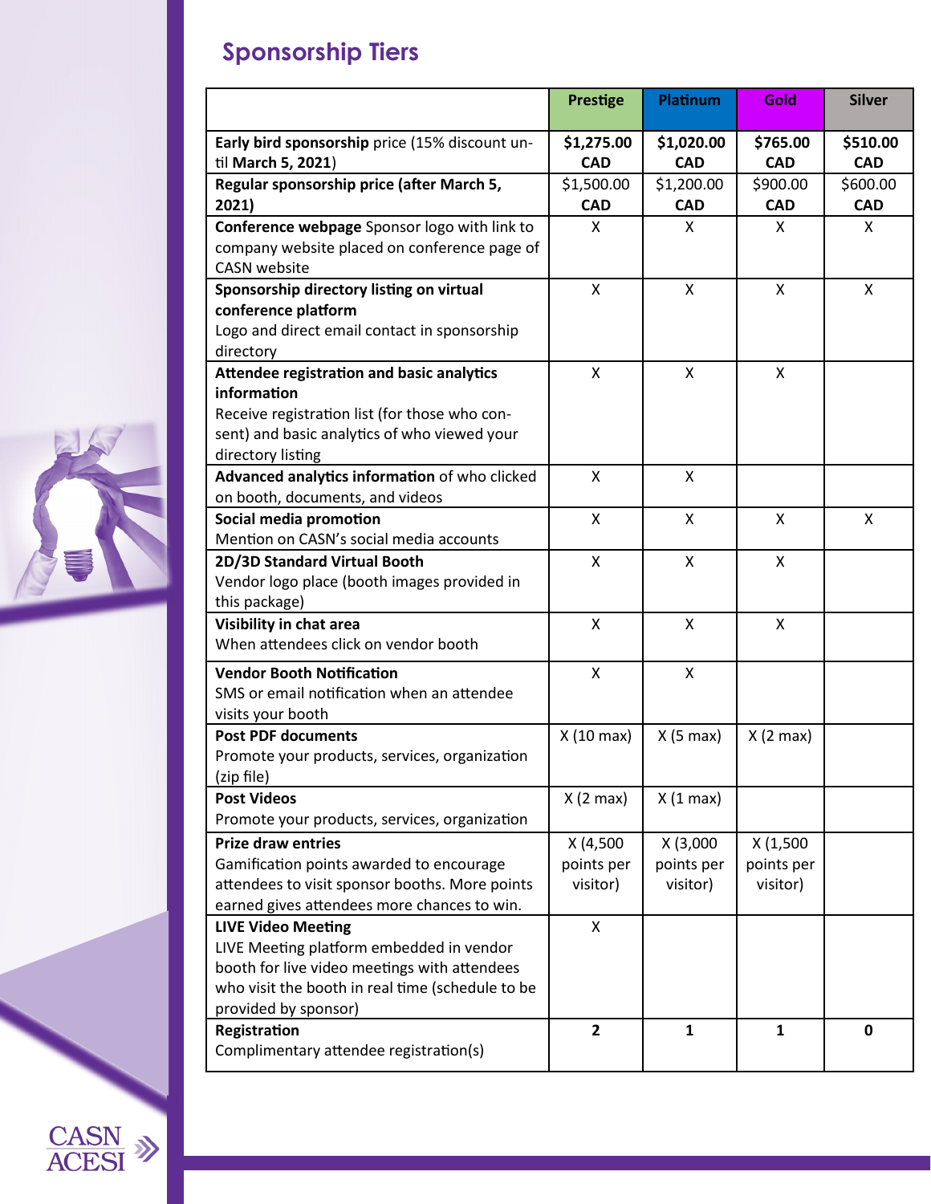## Sponsorship Tiers

| | Prestige | Platinum | Gold | Silver |
|---|---|---|---|---|
| **Early bird sponsorship** price (15% discount until **March 5, 2021**) | **$1,275.00 CAD** | **$1,020.00 CAD** | **$765.00 CAD** | **$510.00 CAD** |
| **Regular sponsorship price (after March 5, 2021)** | $1,500.00 **CAD** | $1,200.00 **CAD** | $900.00 **CAD** | $600.00 **CAD** |
| **Conference webpage** Sponsor logo with link to company website placed on conference page of CASN website | X | X | X | X |
| **Sponsorship directory listing on virtual conference platform** Logo and direct email contact in sponsorship directory | X | X | X | X |
| **Attendee registration and basic analytics information** Receive registration list (for those who consent) and basic analytics of who viewed your directory listing | X | X | X | |
| **Advanced analytics information** of who clicked on booth, documents, and videos | X | X | | |
| **Social media promotion** Mention on CASN's social media accounts | X | X | X | X |
| **2D/3D Standard Virtual Booth** Vendor logo place (booth images provided in this package) | X | X | X | |
| **Visibility in chat area** When attendees click on vendor booth | X | X | X | |
| **Vendor Booth Notification** SMS or email notification when an attendee visits your booth | X | X | | |
| **Post PDF documents** Promote your products, services, organization (zip file) | X (10 max) | X (5 max) | X (2 max) | |
| **Post Videos** Promote your products, services, organization | X (2 max) | X (1 max) | | |
| **Prize draw entries** Gamification points awarded to encourage attendees to visit sponsor booths. More points earned gives attendees more chances to win. | X (4,500 points per visitor) | X (3,000 points per visitor) | X (1,500 points per visitor) | |
| **LIVE Video Meeting** LIVE Meeting platform embedded in vendor booth for live video meetings with attendees who visit the booth in real time (schedule to be provided by sponsor) | X | | | |
| **Registration** Complimentary attendee registration(s) | **2** | **1** | **1** | **0** |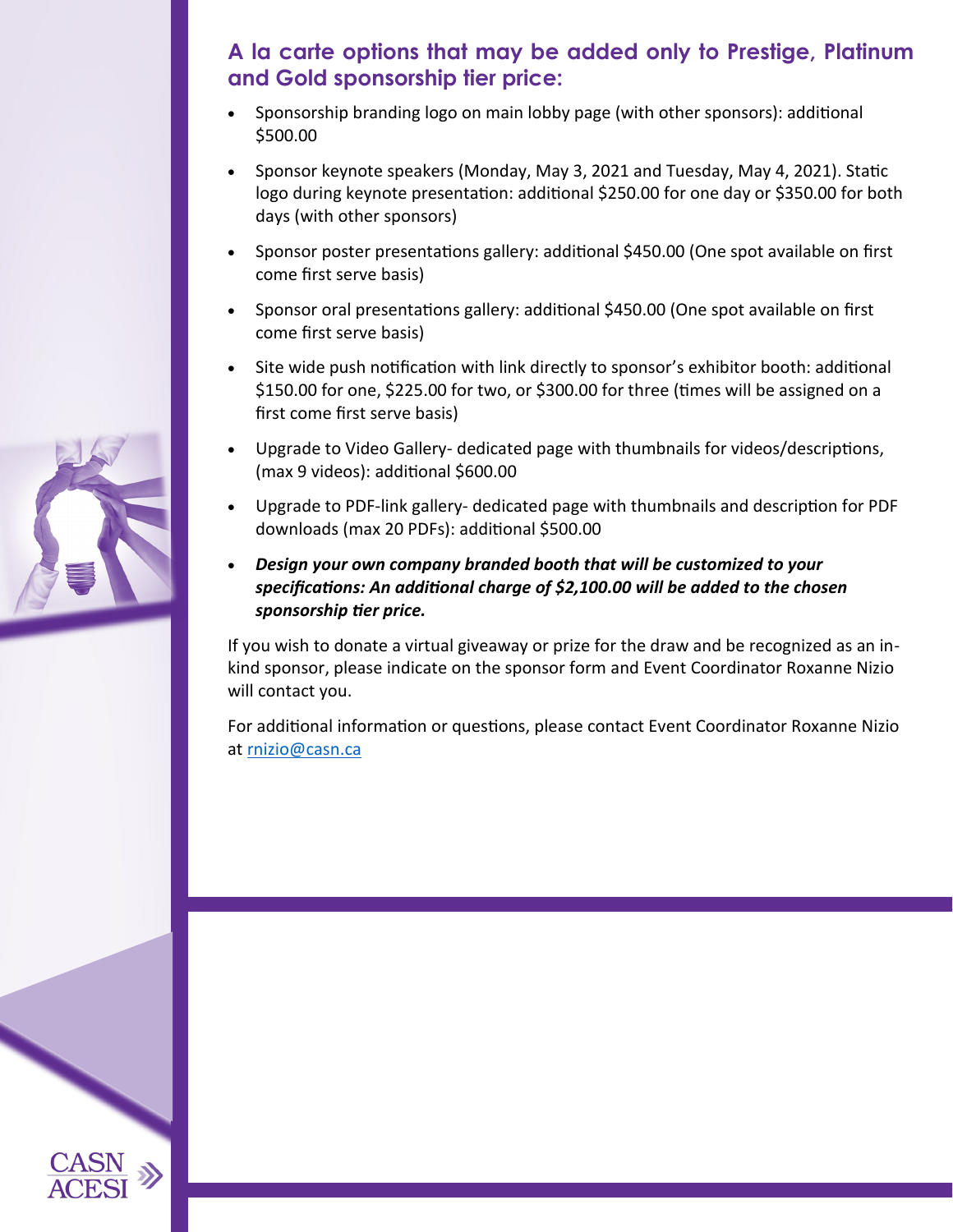## A la carte options that may be added only to Prestige, Platinum and Gold sponsorship tier price:

- Sponsorship branding logo on main lobby page (with other sponsors): additional $500.00
- Sponsor keynote speakers (Monday, May 3, 2021 and Tuesday, May 4, 2021). Static logo during keynote presentation: additional $250.00 for one day or $350.00 for both days (with other sponsors)
- Sponsor poster presentations gallery: additional $450.00 (One spot available on first come first serve basis)
- Sponsor oral presentations gallery: additional $450.00 (One spot available on first come first serve basis)
- Site wide push notification with link directly to sponsor's exhibitor booth: additional $150.00 for one, $225.00 for two, or $300.00 for three (times will be assigned on a first come first serve basis)
- Upgrade to Video Gallery- dedicated page with thumbnails for videos/descriptions, (max 9 videos): additional $600.00
- Upgrade to PDF-link gallery- dedicated page with thumbnails and description for PDF downloads (max 20 PDFs): additional $500.00
- ***Design your own company branded booth that will be customized to your specifications: An additional charge of $2,100.00 will be added to the chosen sponsorship tier price.***

If you wish to donate a virtual giveaway or prize for the draw and be recognized as an in-kind sponsor, please indicate on the sponsor form and Event Coordinator Roxanne Nizio will contact you.

For additional information or questions, please contact Event Coordinator Roxanne Nizio at rnizio@casn.ca

CASN ACESI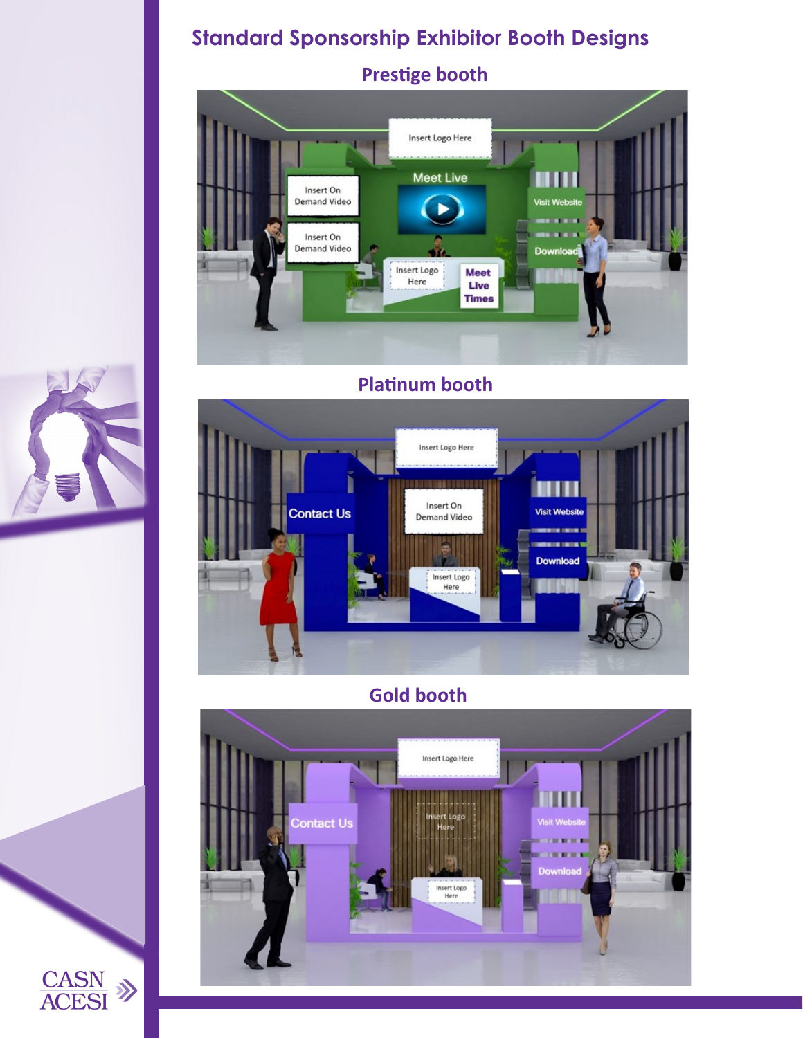# Standard Sponsorship Exhibitor Booth Designs

## Prestige booth

## Platinum booth

## Gold booth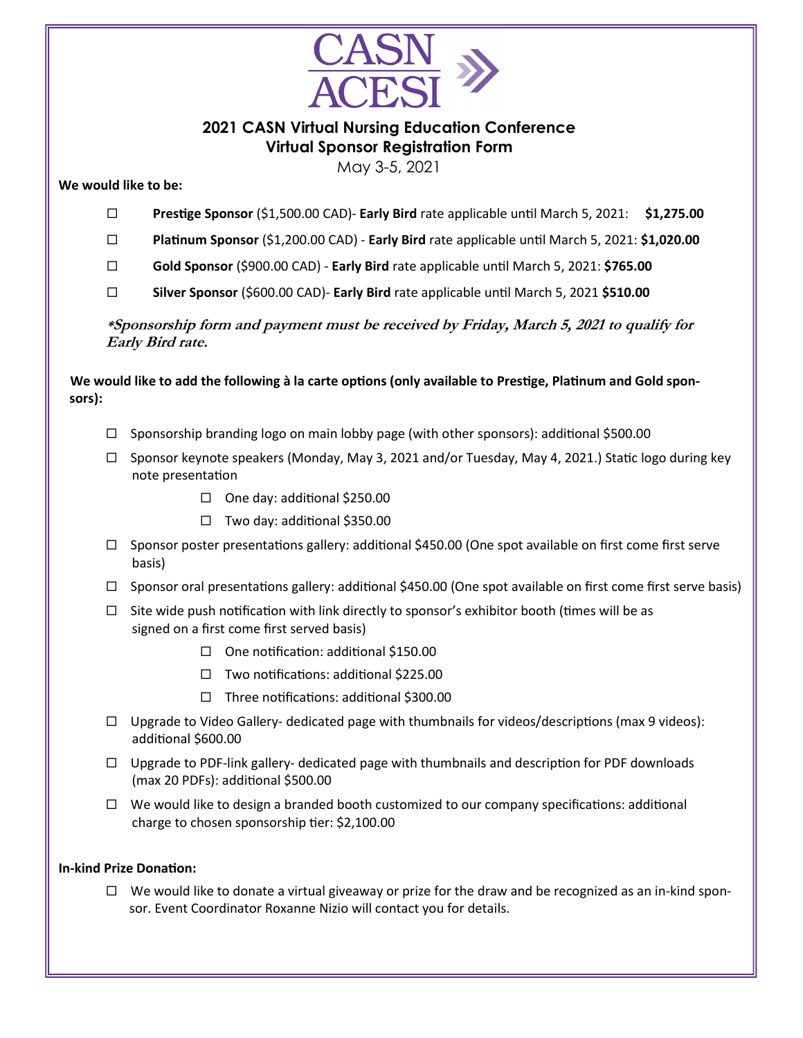CASN ACESI

## 2021 CASN Virtual Nursing Education Conference
## Virtual Sponsor Registration Form

May 3-5, 2021

**We would like to be:**

- ☐ **Prestige Sponsor** ($1,500.00 CAD)- **Early Bird** rate applicable until March 5, 2021: **$1,275.00**
- ☐ **Platinum Sponsor** ($1,200.00 CAD) - **Early Bird** rate applicable until March 5, 2021: **$1,020.00**
- ☐ **Gold Sponsor** ($900.00 CAD) - **Early Bird** rate applicable until March 5, 2021: **$765.00**
- ☐ **Silver Sponsor** ($600.00 CAD)- **Early Bird** rate applicable until March 5, 2021 **$510.00**

***Sponsorship form and payment must be received by Friday, March 5, 2021 to qualify for Early Bird rate.***

**We would like to add the following à la carte options (only available to Prestige, Platinum and Gold sponsors):**

- ☐ Sponsorship branding logo on main lobby page (with other sponsors): additional $500.00
- ☐ Sponsor keynote speakers (Monday, May 3, 2021 and/or Tuesday, May 4, 2021.) Static logo during key note presentation
  - ☐ One day: additional $250.00
  - ☐ Two day: additional $350.00
- ☐ Sponsor poster presentations gallery: additional $450.00 (One spot available on first come first serve basis)
- ☐ Sponsor oral presentations gallery: additional $450.00 (One spot available on first come first serve basis)
- ☐ Site wide push notification with link directly to sponsor's exhibitor booth (times will be as signed on a first come first served basis)
  - ☐ One notification: additional $150.00
  - ☐ Two notifications: additional $225.00
  - ☐ Three notifications: additional $300.00
- ☐ Upgrade to Video Gallery- dedicated page with thumbnails for videos/descriptions (max 9 videos): additional $600.00
- ☐ Upgrade to PDF-link gallery- dedicated page with thumbnails and description for PDF downloads (max 20 PDFs): additional $500.00
- ☐ We would like to design a branded booth customized to our company specifications: additional charge to chosen sponsorship tier: $2,100.00

**In-kind Prize Donation:**

- ☐ We would like to donate a virtual giveaway or prize for the draw and be recognized as an in-kind sponsor. Event Coordinator Roxanne Nizio will contact you for details.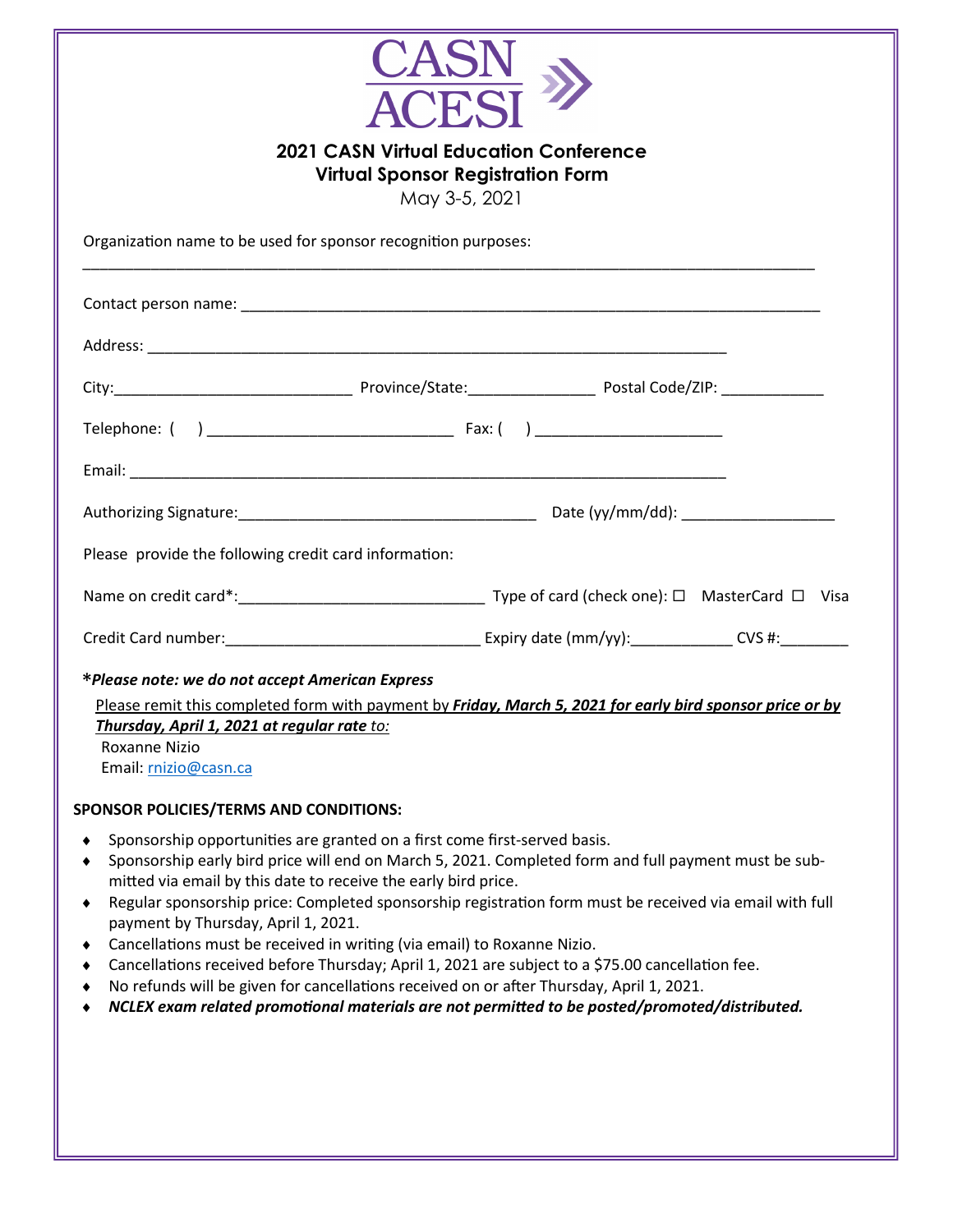CASN
ACESI

**2021 CASN Virtual Education Conference**
**Virtual Sponsor Registration Form**
May 3-5, 2021

Organization name to be used for sponsor recognition purposes:

_______________________________________________________________________________________

Contact person name: _______________________________________________________________________

Address: _____________________________________________________________________

City:____________________________ Province/State:_______________ Postal Code/ZIP: ____________

Telephone: (    ) _____________________________ Fax: (    ) ______________________

Email: ________________________________________________________________________

Authorizing Signature:___________________________________ Date (yy/mm/dd): __________________

Please provide the following credit card information:

Name on credit card*:_____________________________ Type of card (check one): ☐ MasterCard ☐ Visa

Credit Card number:______________________________ Expiry date (mm/yy):____________ CVS #:________

***Please note: we do not accept American Express***

Please remit this completed form with payment by ***Friday, March 5, 2021 for early bird sponsor price or by Thursday, April 1, 2021 at regular rate*** *to:*
Roxanne Nizio
Email: rnizio@casn.ca

**SPONSOR POLICIES/TERMS AND CONDITIONS:**

- Sponsorship opportunities are granted on a first come first-served basis.
- Sponsorship early bird price will end on March 5, 2021. Completed form and full payment must be submitted via email by this date to receive the early bird price.
- Regular sponsorship price: Completed sponsorship registration form must be received via email with full payment by Thursday, April 1, 2021.
- Cancellations must be received in writing (via email) to Roxanne Nizio.
- Cancellations received before Thursday; April 1, 2021 are subject to a $75.00 cancellation fee.
- No refunds will be given for cancellations received on or after Thursday, April 1, 2021.
- ***NCLEX exam related promotional materials are not permitted to be posted/promoted/distributed.***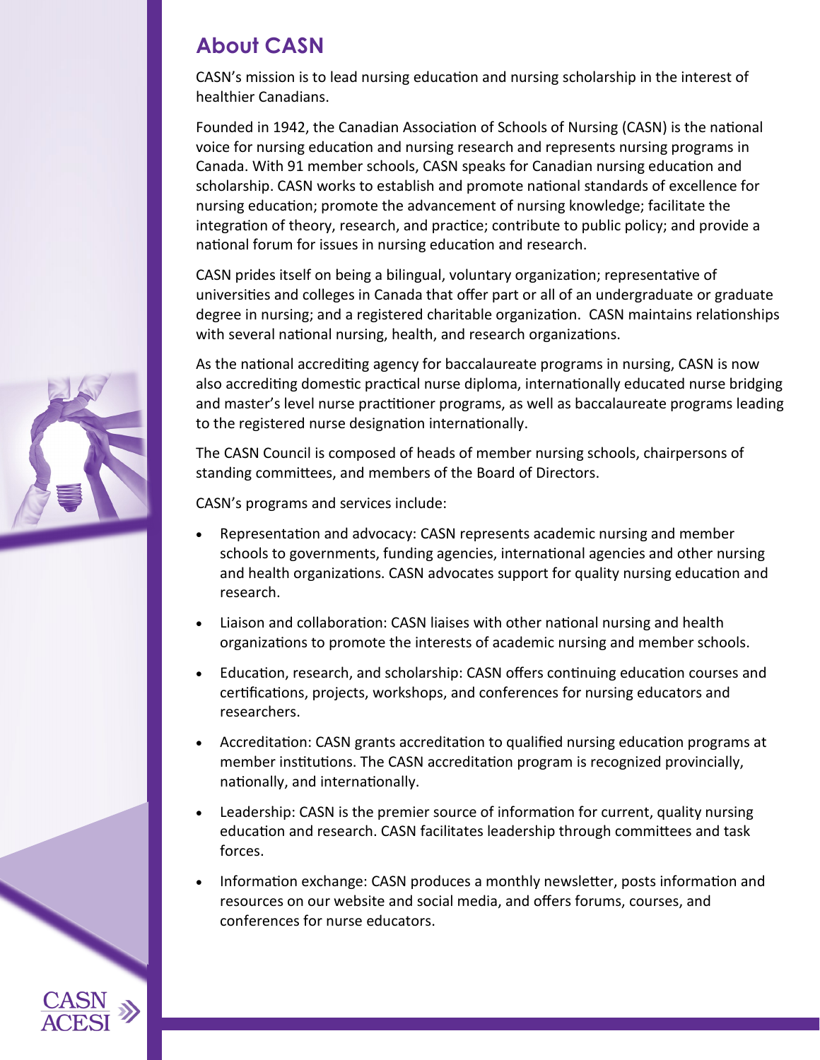## About CASN

CASN's mission is to lead nursing education and nursing scholarship in the interest of healthier Canadians.

Founded in 1942, the Canadian Association of Schools of Nursing (CASN) is the national voice for nursing education and nursing research and represents nursing programs in Canada. With 91 member schools, CASN speaks for Canadian nursing education and scholarship. CASN works to establish and promote national standards of excellence for nursing education; promote the advancement of nursing knowledge; facilitate the integration of theory, research, and practice; contribute to public policy; and provide a national forum for issues in nursing education and research.

CASN prides itself on being a bilingual, voluntary organization; representative of universities and colleges in Canada that offer part or all of an undergraduate or graduate degree in nursing; and a registered charitable organization. CASN maintains relationships with several national nursing, health, and research organizations.

As the national accrediting agency for baccalaureate programs in nursing, CASN is now also accrediting domestic practical nurse diploma, internationally educated nurse bridging and master's level nurse practitioner programs, as well as baccalaureate programs leading to the registered nurse designation internationally.

The CASN Council is composed of heads of member nursing schools, chairpersons of standing committees, and members of the Board of Directors.

CASN's programs and services include:

- Representation and advocacy: CASN represents academic nursing and member schools to governments, funding agencies, international agencies and other nursing and health organizations. CASN advocates support for quality nursing education and research.
- Liaison and collaboration: CASN liaises with other national nursing and health organizations to promote the interests of academic nursing and member schools.
- Education, research, and scholarship: CASN offers continuing education courses and certifications, projects, workshops, and conferences for nursing educators and researchers.
- Accreditation: CASN grants accreditation to qualified nursing education programs at member institutions. The CASN accreditation program is recognized provincially, nationally, and internationally.
- Leadership: CASN is the premier source of information for current, quality nursing education and research. CASN facilitates leadership through committees and task forces.
- Information exchange: CASN produces a monthly newsletter, posts information and resources on our website and social media, and offers forums, courses, and conferences for nurse educators.

CASN
ACESI